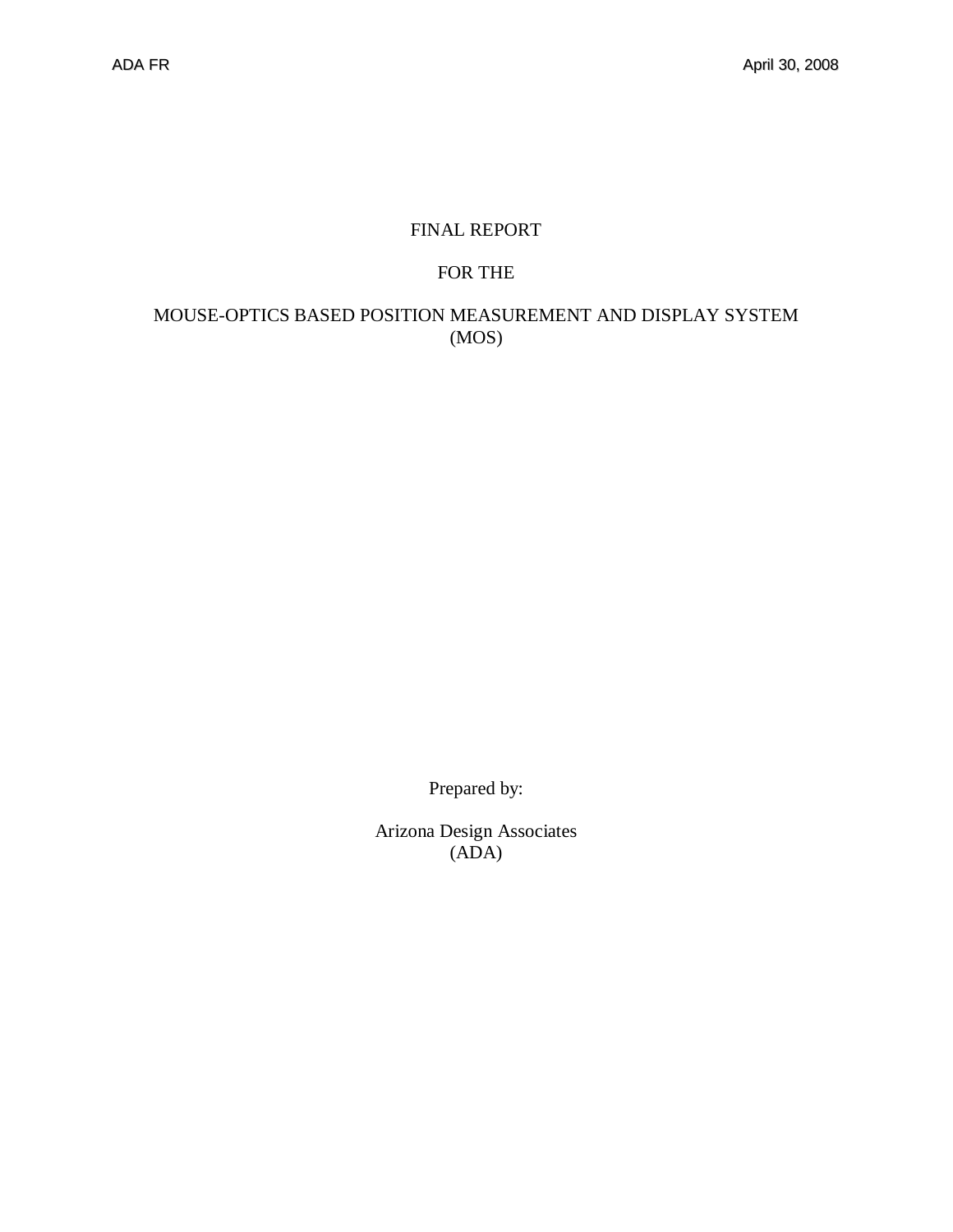# FINAL REPORT

# FOR THE

# MOUSE-OPTICS BASED POSITION MEASUREMENT AND DISPLAY SYSTEM (MOS)

Prepared by:

Arizona Design Associates
(ADA)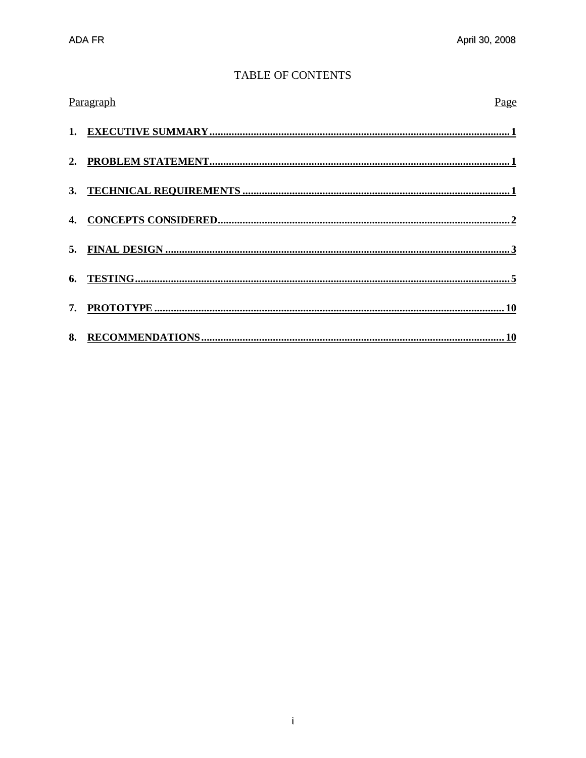# TABLE OF CONTENTS

| Paragraph | Page |
|---|---|
| **1. EXECUTIVE SUMMARY** | **1** |
| **2. PROBLEM STATEMENT** | **1** |
| **3. TECHNICAL REQUIREMENTS** | **1** |
| **4. CONCEPTS CONSIDERED** | **2** |
| **5. FINAL DESIGN** | **3** |
| **6. TESTING** | **5** |
| **7. PROTOTYPE** | **10** |
| **8. RECOMMENDATIONS** | **10** |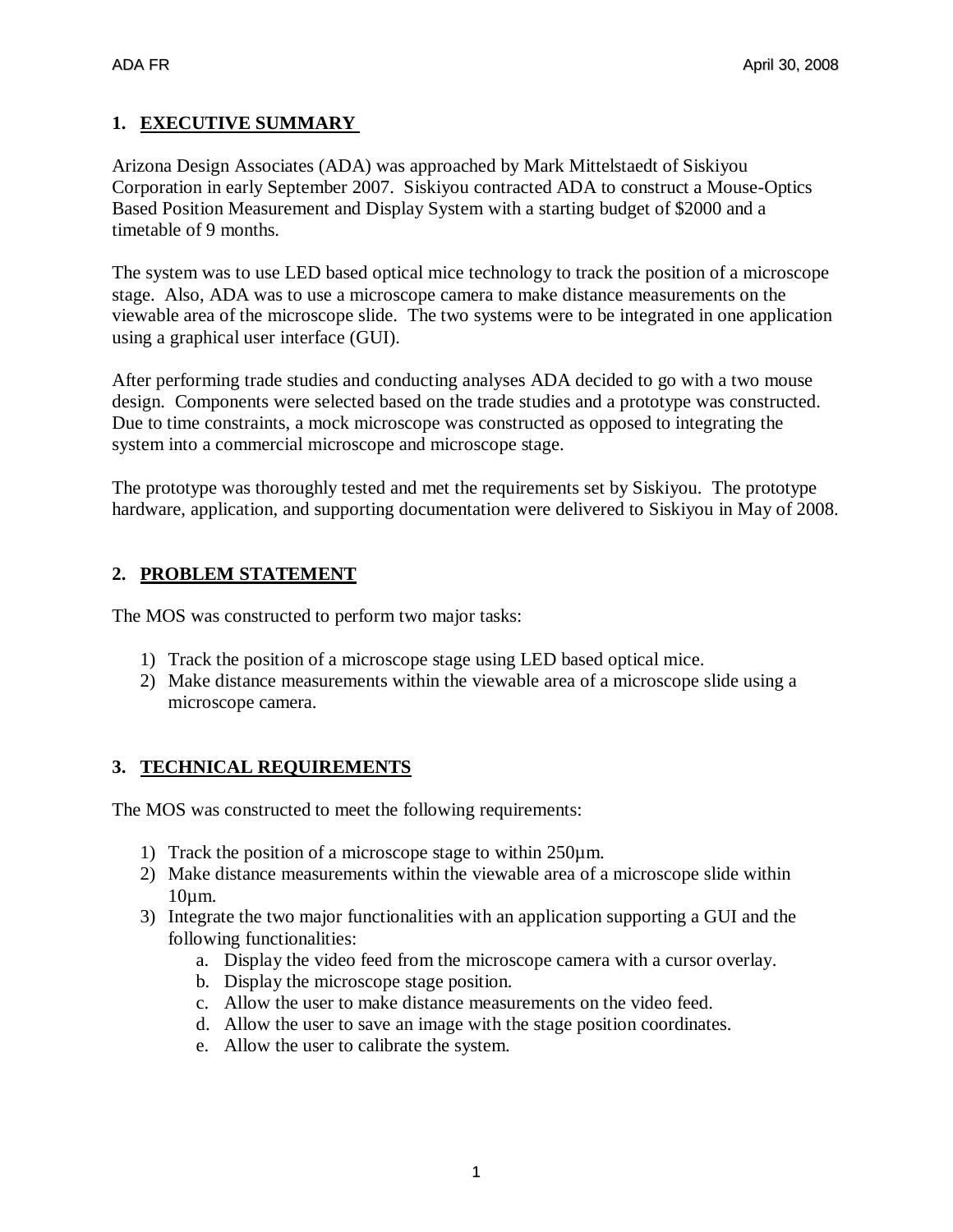## 1. EXECUTIVE SUMMARY

Arizona Design Associates (ADA) was approached by Mark Mittelstaedt of Siskiyou Corporation in early September 2007. Siskiyou contracted ADA to construct a Mouse-Optics Based Position Measurement and Display System with a starting budget of $2000 and a timetable of 9 months.

The system was to use LED based optical mice technology to track the position of a microscope stage. Also, ADA was to use a microscope camera to make distance measurements on the viewable area of the microscope slide. The two systems were to be integrated in one application using a graphical user interface (GUI).

After performing trade studies and conducting analyses ADA decided to go with a two mouse design. Components were selected based on the trade studies and a prototype was constructed. Due to time constraints, a mock microscope was constructed as opposed to integrating the system into a commercial microscope and microscope stage.

The prototype was thoroughly tested and met the requirements set by Siskiyou. The prototype hardware, application, and supporting documentation were delivered to Siskiyou in May of 2008.

## 2. PROBLEM STATEMENT

The MOS was constructed to perform two major tasks:

1) Track the position of a microscope stage using LED based optical mice.
2) Make distance measurements within the viewable area of a microscope slide using a microscope camera.

## 3. TECHNICAL REQUIREMENTS

The MOS was constructed to meet the following requirements:

1) Track the position of a microscope stage to within 250µm.
2) Make distance measurements within the viewable area of a microscope slide within 10µm.
3) Integrate the two major functionalities with an application supporting a GUI and the following functionalities:
   a. Display the video feed from the microscope camera with a cursor overlay.
   b. Display the microscope stage position.
   c. Allow the user to make distance measurements on the video feed.
   d. Allow the user to save an image with the stage position coordinates.
   e. Allow the user to calibrate the system.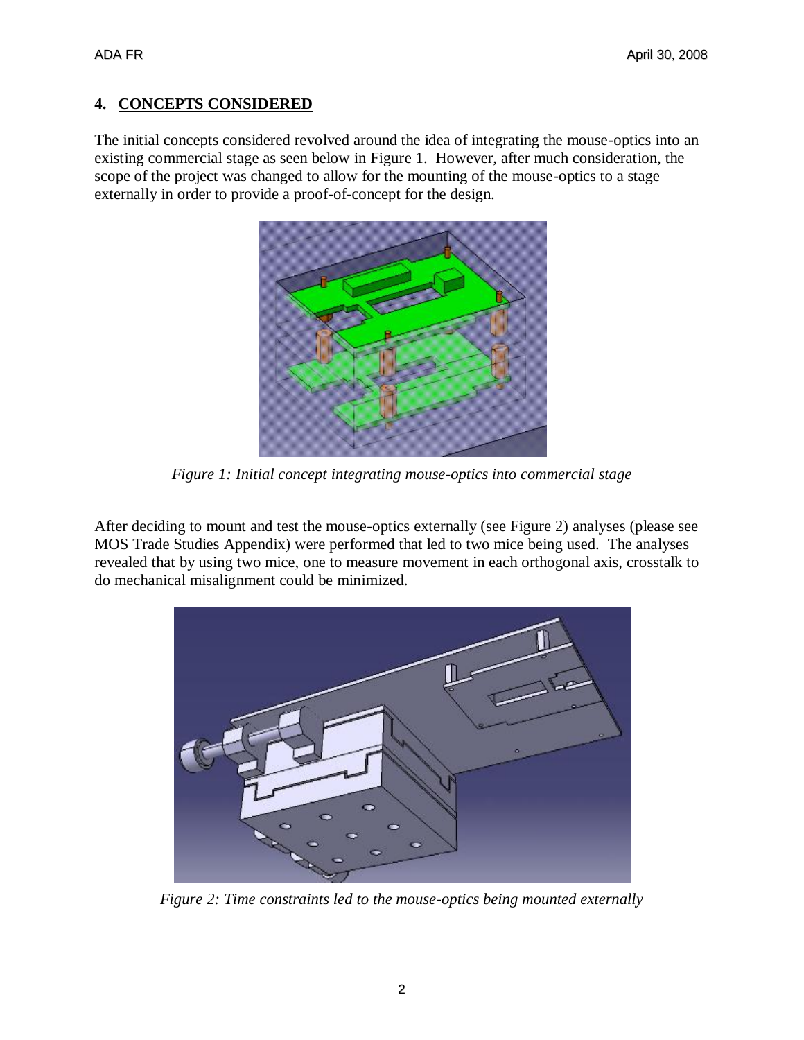## 4. CONCEPTS CONSIDERED

The initial concepts considered revolved around the idea of integrating the mouse-optics into an existing commercial stage as seen below in Figure 1. However, after much consideration, the scope of the project was changed to allow for the mounting of the mouse-optics to a stage externally in order to provide a proof-of-concept for the design.

*Figure 1: Initial concept integrating mouse-optics into commercial stage*

After deciding to mount and test the mouse-optics externally (see Figure 2) analyses (please see MOS Trade Studies Appendix) were performed that led to two mice being used. The analyses revealed that by using two mice, one to measure movement in each orthogonal axis, crosstalk to do mechanical misalignment could be minimized.

*Figure 2: Time constraints led to the mouse-optics being mounted externally*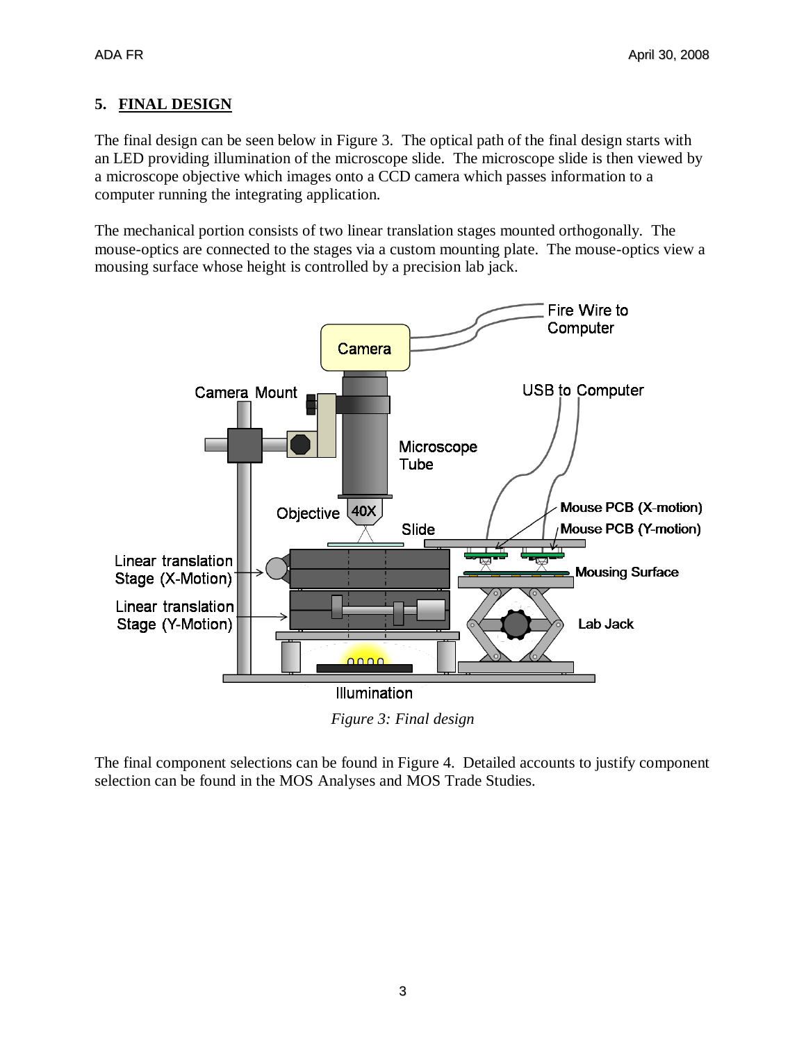## 5. FINAL DESIGN

The final design can be seen below in Figure 3. The optical path of the final design starts with an LED providing illumination of the microscope slide. The microscope slide is then viewed by a microscope objective which images onto a CCD camera which passes information to a computer running the integrating application.

The mechanical portion consists of two linear translation stages mounted orthogonally. The mouse-optics are connected to the stages via a custom mounting plate. The mouse-optics view a mousing surface whose height is controlled by a precision lab jack.

*Figure 3: Final design*

The final component selections can be found in Figure 4. Detailed accounts to justify component selection can be found in the MOS Analyses and MOS Trade Studies.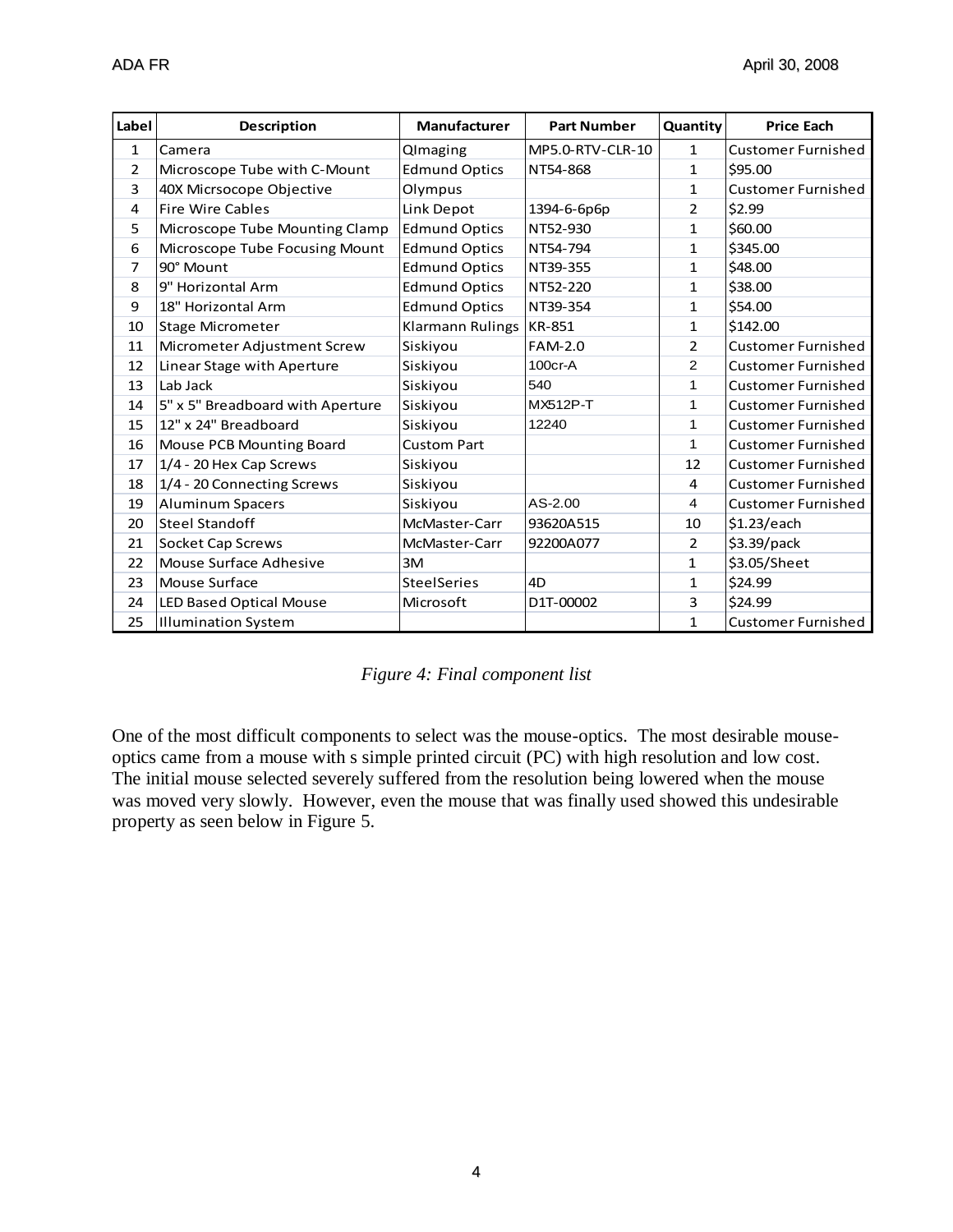| Label | Description | Manufacturer | Part Number | Quantity | Price Each |
|---|---|---|---|---|---|
| 1 | Camera | QImaging | MP5.0-RTV-CLR-10 | 1 | Customer Furnished |
| 2 | Microscope Tube with C-Mount | Edmund Optics | NT54-868 | 1 | $95.00 |
| 3 | 40X Micrsocope Objective | Olympus | | 1 | Customer Furnished |
| 4 | Fire Wire Cables | Link Depot | 1394-6-6p6p | 2 | $2.99 |
| 5 | Microscope Tube Mounting Clamp | Edmund Optics | NT52-930 | 1 | $60.00 |
| 6 | Microscope Tube Focusing Mount | Edmund Optics | NT54-794 | 1 | $345.00 |
| 7 | 90° Mount | Edmund Optics | NT39-355 | 1 | $48.00 |
| 8 | 9" Horizontal Arm | Edmund Optics | NT52-220 | 1 | $38.00 |
| 9 | 18" Horizontal Arm | Edmund Optics | NT39-354 | 1 | $54.00 |
| 10 | Stage Micrometer | Klarmann Rulings | KR-851 | 1 | $142.00 |
| 11 | Micrometer Adjustment Screw | Siskiyou | FAM-2.0 | 2 | Customer Furnished |
| 12 | Linear Stage with Aperture | Siskiyou | 100cr-A | 2 | Customer Furnished |
| 13 | Lab Jack | Siskiyou | 540 | 1 | Customer Furnished |
| 14 | 5" x 5" Breadboard with Aperture | Siskiyou | MX512P-T | 1 | Customer Furnished |
| 15 | 12" x 24" Breadboard | Siskiyou | 12240 | 1 | Customer Furnished |
| 16 | Mouse PCB Mounting Board | Custom Part | | 1 | Customer Furnished |
| 17 | 1/4 - 20 Hex Cap Screws | Siskiyou | | 12 | Customer Furnished |
| 18 | 1/4 - 20 Connecting Screws | Siskiyou | | 4 | Customer Furnished |
| 19 | Aluminum Spacers | Siskiyou | AS-2.00 | 4 | Customer Furnished |
| 20 | Steel Standoff | McMaster-Carr | 93620A515 | 10 | $1.23/each |
| 21 | Socket Cap Screws | McMaster-Carr | 92200A077 | 2 | $3.39/pack |
| 22 | Mouse Surface Adhesive | 3M | | 1 | $3.05/Sheet |
| 23 | Mouse Surface | SteelSeries | 4D | 1 | $24.99 |
| 24 | LED Based Optical Mouse | Microsoft | D1T-00002 | 3 | $24.99 |
| 25 | Illumination System | | | 1 | Customer Furnished |

*Figure 4: Final component list*

One of the most difficult components to select was the mouse-optics. The most desirable mouse-optics came from a mouse with s simple printed circuit (PC) with high resolution and low cost. The initial mouse selected severely suffered from the resolution being lowered when the mouse was moved very slowly. However, even the mouse that was finally used showed this undesirable property as seen below in Figure 5.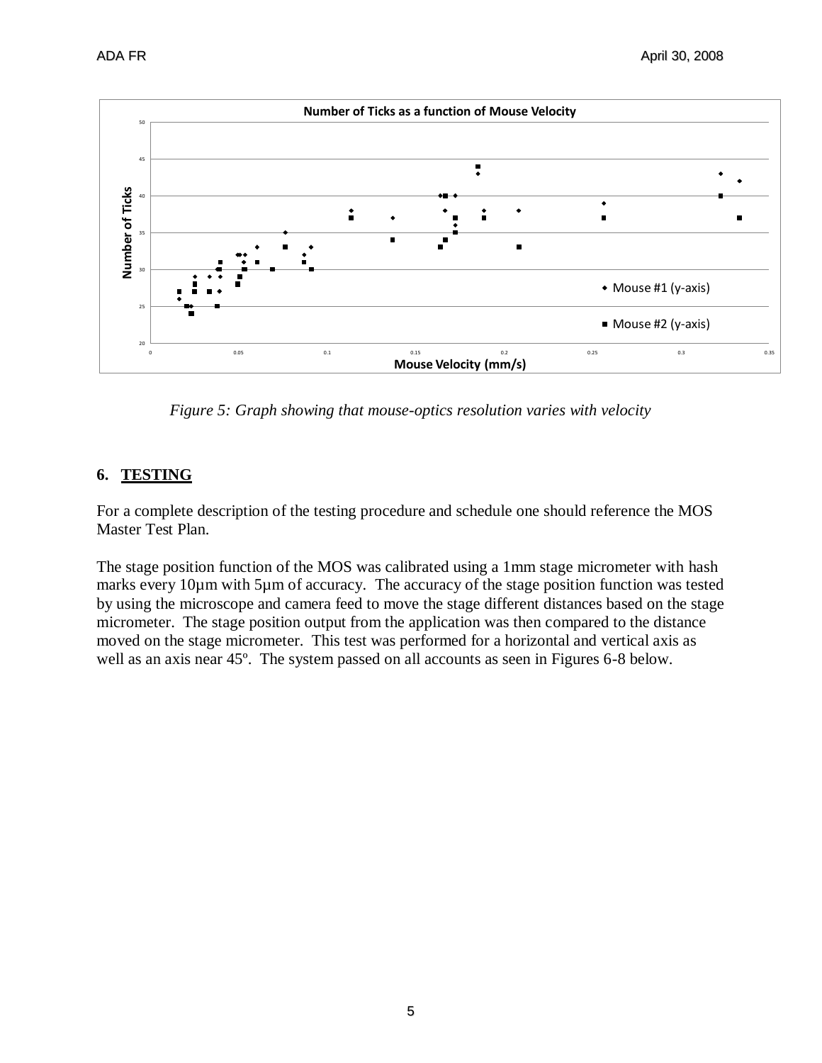*Figure 5: Graph showing that mouse-optics resolution varies with velocity*

## 6. TESTING

For a complete description of the testing procedure and schedule one should reference the MOS Master Test Plan.

The stage position function of the MOS was calibrated using a 1mm stage micrometer with hash marks every 10µm with 5µm of accuracy. The accuracy of the stage position function was tested by using the microscope and camera feed to move the stage different distances based on the stage micrometer. The stage position output from the application was then compared to the distance moved on the stage micrometer. This test was performed for a horizontal and vertical axis as well as an axis near 45º. The system passed on all accounts as seen in Figures 6-8 below.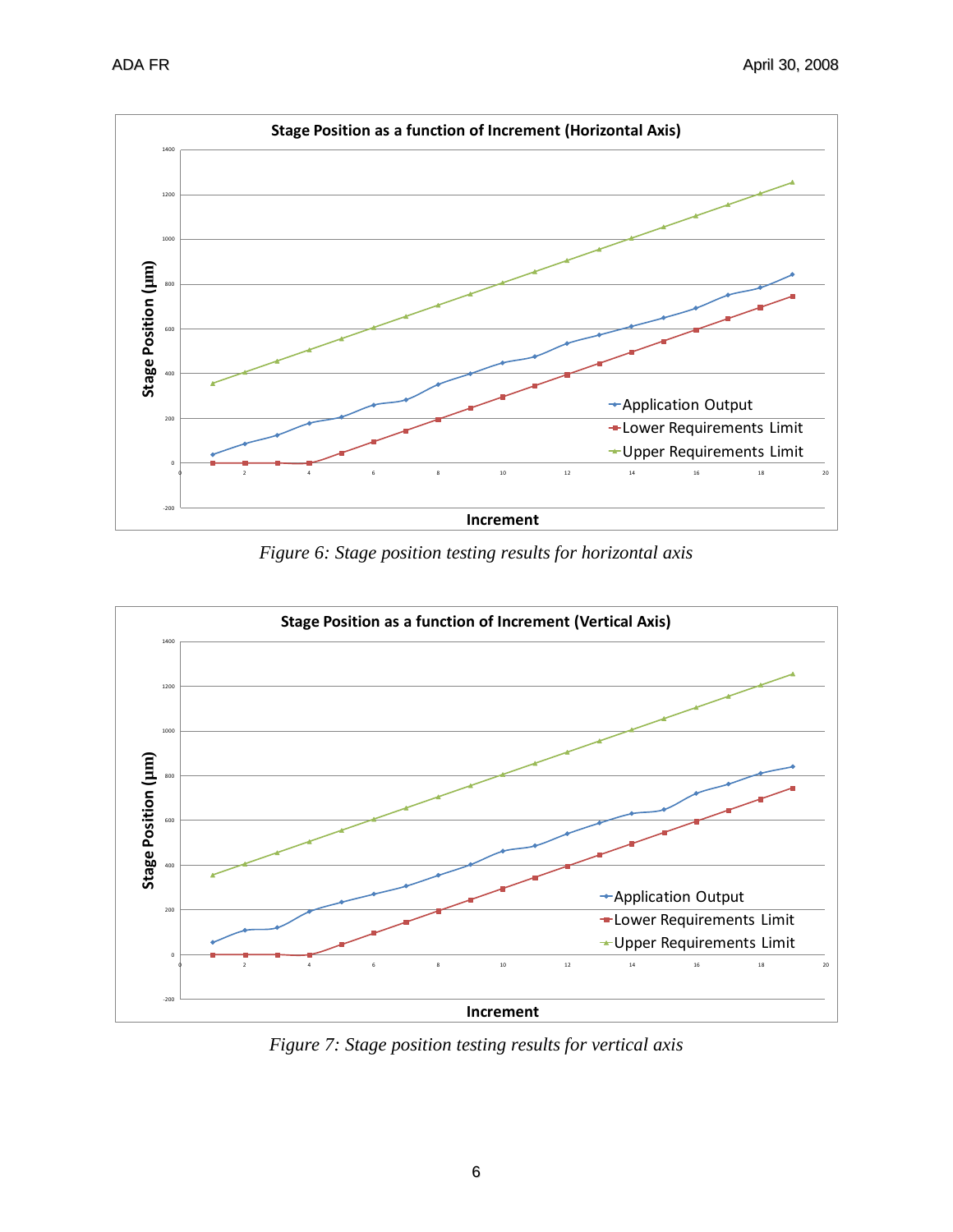Figure 6: Stage position testing results for horizontal axis

Figure 7: Stage position testing results for vertical axis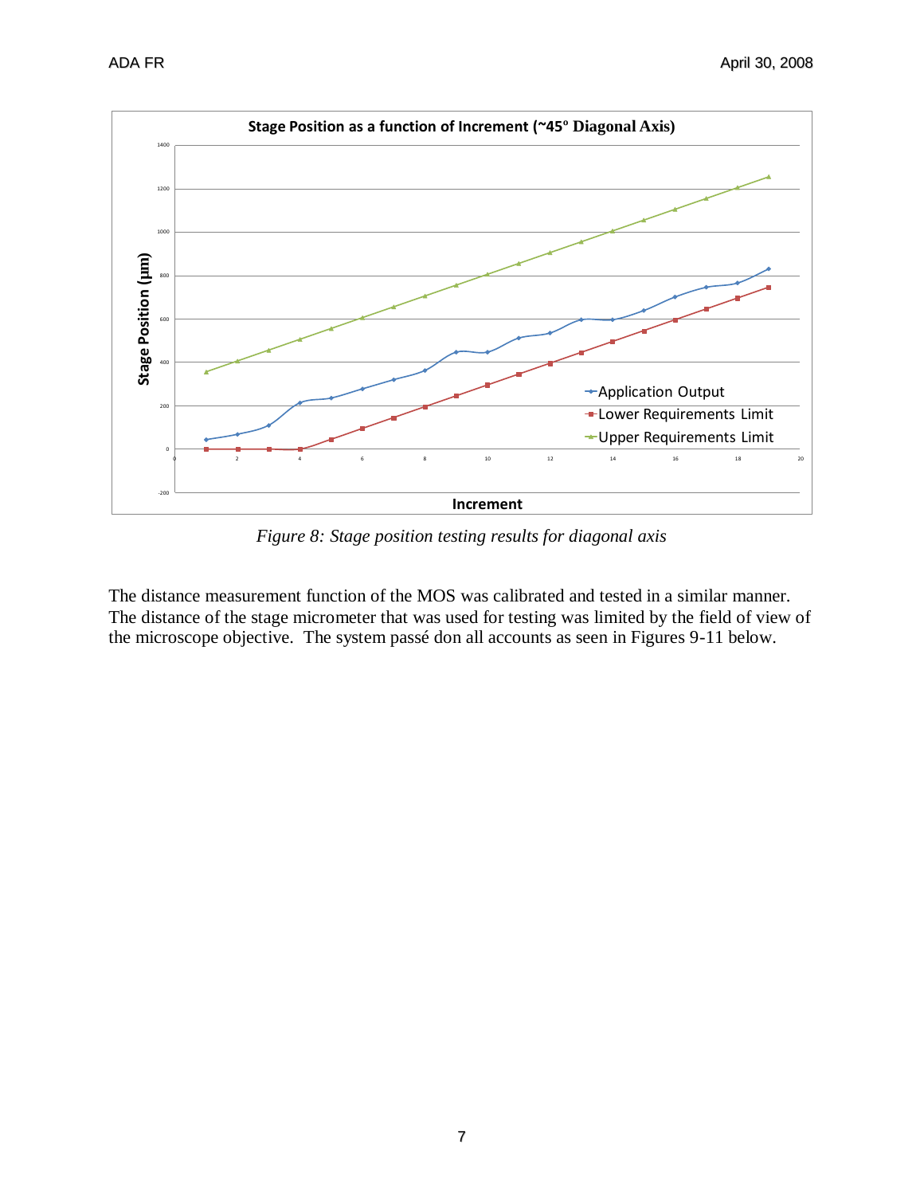*Figure 8: Stage position testing results for diagonal axis*

The distance measurement function of the MOS was calibrated and tested in a similar manner. The distance of the stage micrometer that was used for testing was limited by the field of view of the microscope objective. The system passé don all accounts as seen in Figures 9-11 below.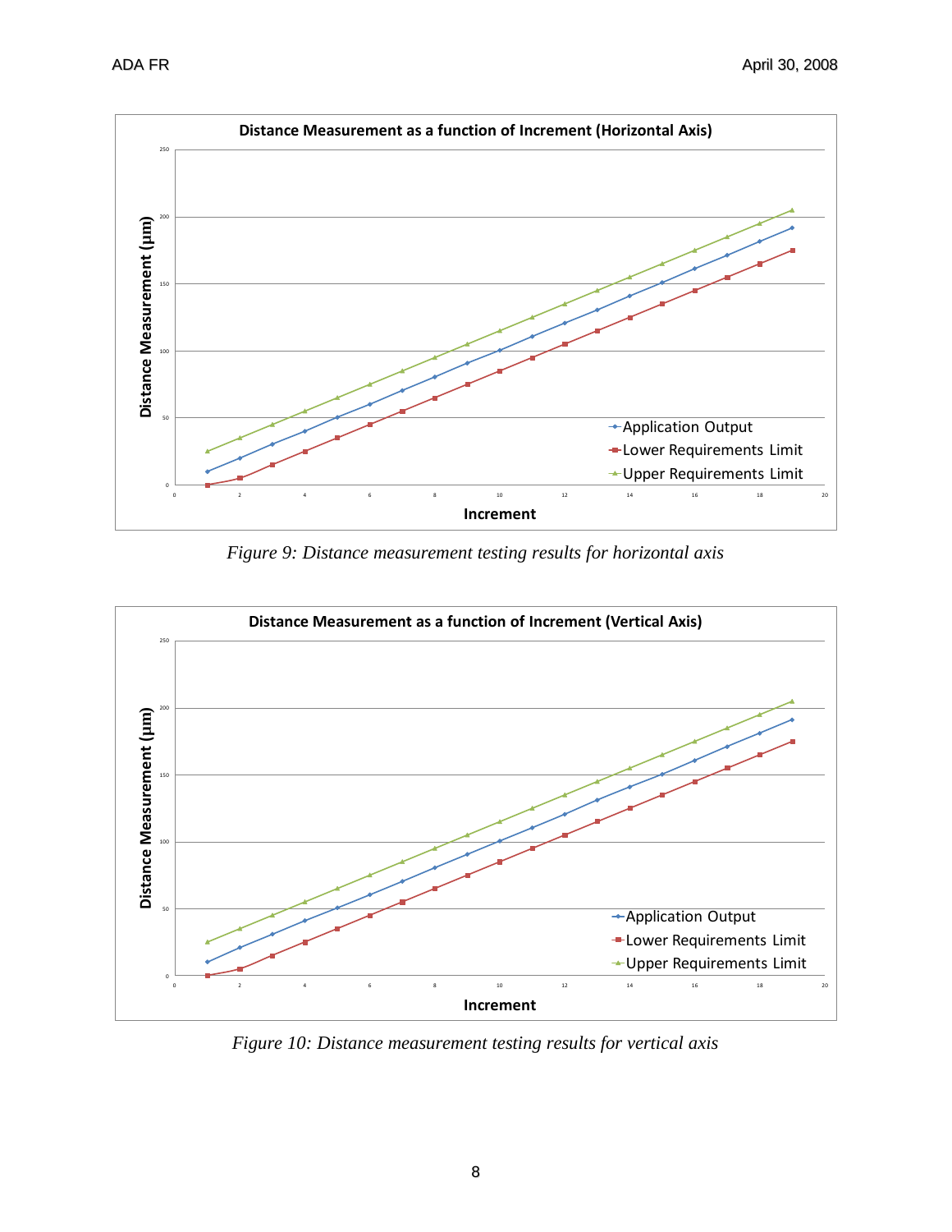Figure 9: Distance measurement testing results for horizontal axis

Figure 10: Distance measurement testing results for vertical axis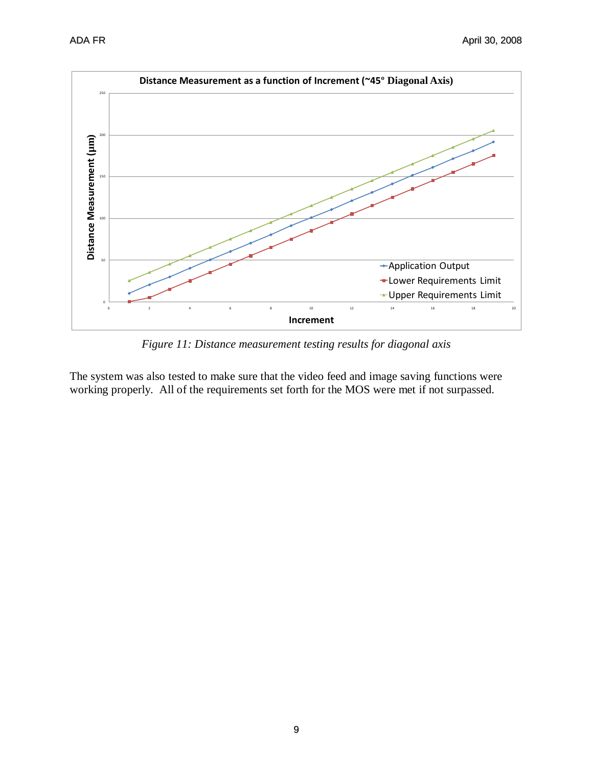*Figure 11: Distance measurement testing results for diagonal axis*

The system was also tested to make sure that the video feed and image saving functions were working properly. All of the requirements set forth for the MOS were met if not surpassed.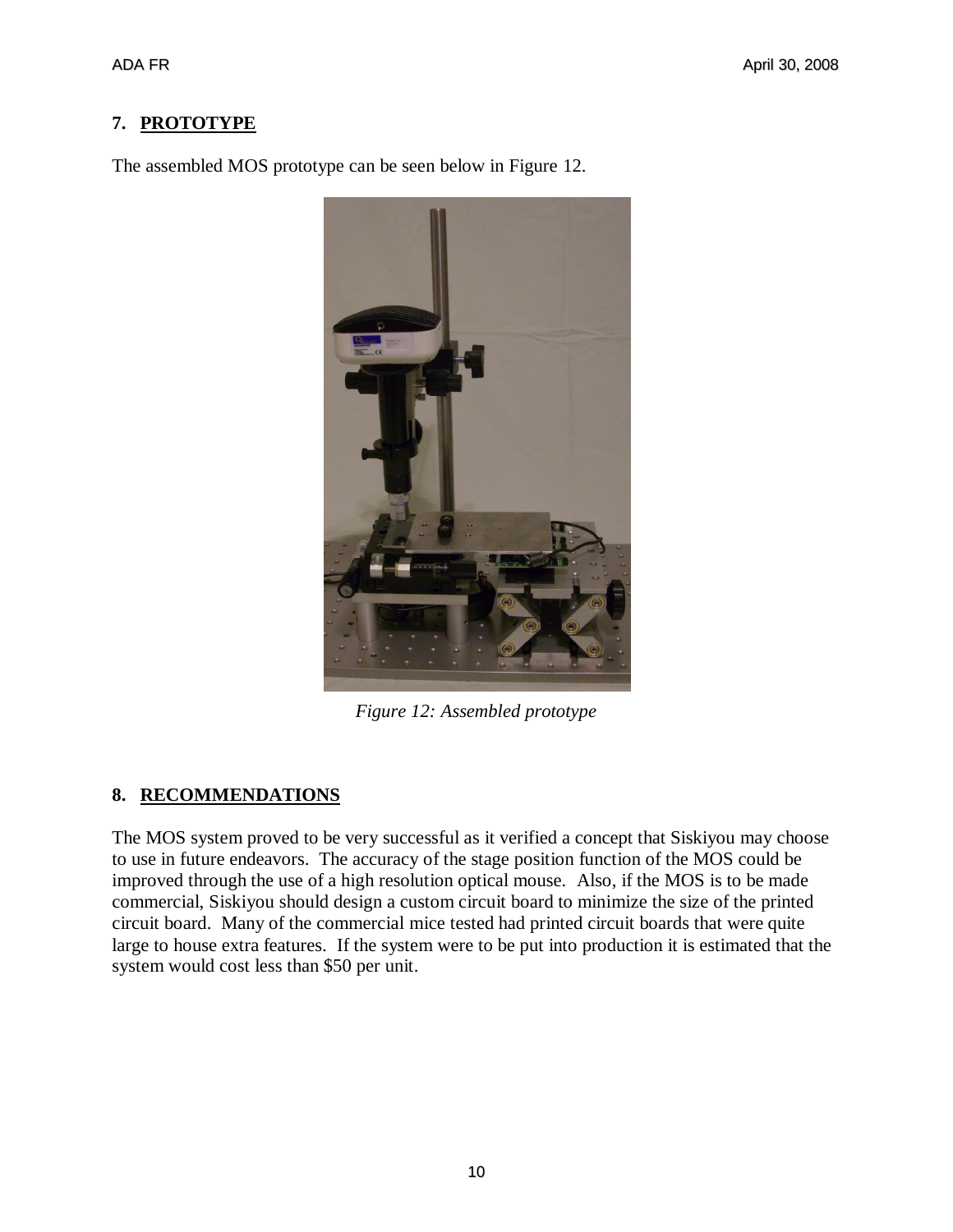## 7. PROTOTYPE

The assembled MOS prototype can be seen below in Figure 12.

*Figure 12: Assembled prototype*

## 8. RECOMMENDATIONS

The MOS system proved to be very successful as it verified a concept that Siskiyou may choose to use in future endeavors. The accuracy of the stage position function of the MOS could be improved through the use of a high resolution optical mouse. Also, if the MOS is to be made commercial, Siskiyou should design a custom circuit board to minimize the size of the printed circuit board. Many of the commercial mice tested had printed circuit boards that were quite large to house extra features. If the system were to be put into production it is estimated that the system would cost less than $50 per unit.